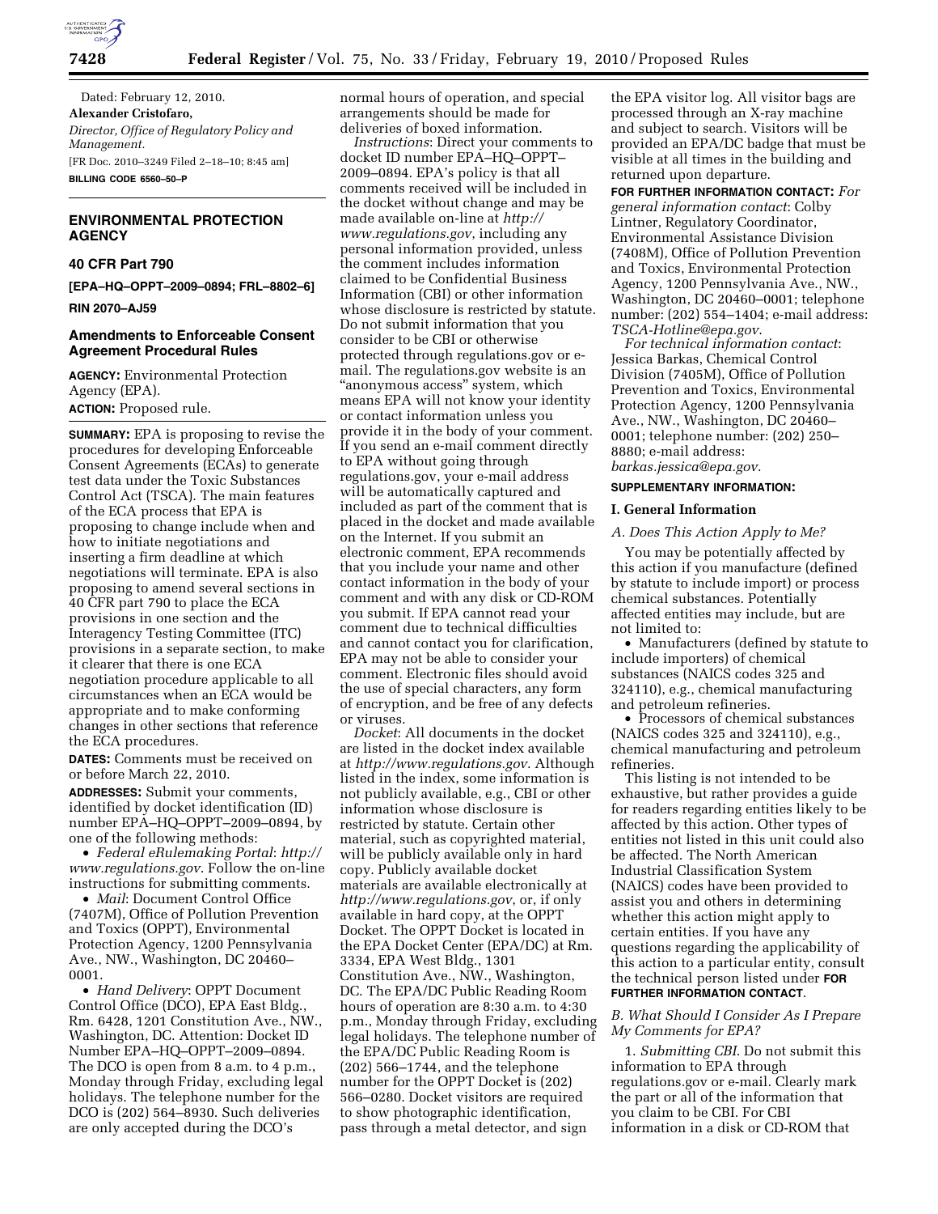Dated: February 12, 2010.

**Alexander Cristofaro,**

*Director, Office of Regulatory Policy and Management.*

[FR Doc. 2010–3249 Filed 2–18–10; 8:45 am]

**BILLING CODE 6560–50–P**

## ENVIRONMENTAL PROTECTION AGENCY

### 40 CFR Part 790

**[EPA–HQ–OPPT–2009–0894; FRL–8802–6]**

**RIN 2070–AJ59**

### Amendments to Enforceable Consent Agreement Procedural Rules

**AGENCY:** Environmental Protection Agency (EPA).

**ACTION:** Proposed rule.

**SUMMARY:** EPA is proposing to revise the procedures for developing Enforceable Consent Agreements (ECAs) to generate test data under the Toxic Substances Control Act (TSCA). The main features of the ECA process that EPA is proposing to change include when and how to initiate negotiations and inserting a firm deadline at which negotiations will terminate. EPA is also proposing to amend several sections in 40 CFR part 790 to place the ECA provisions in one section and the Interagency Testing Committee (ITC) provisions in a separate section, to make it clearer that there is one ECA negotiation procedure applicable to all circumstances when an ECA would be appropriate and to make conforming changes in other sections that reference the ECA procedures.

**DATES:** Comments must be received on or before March 22, 2010.

**ADDRESSES:** Submit your comments, identified by docket identification (ID) number EPA–HQ–OPPT–2009–0894, by one of the following methods:

- *Federal eRulemaking Portal*: *http://www.regulations.gov*. Follow the on-line instructions for submitting comments.
- *Mail*: Document Control Office (7407M), Office of Pollution Prevention and Toxics (OPPT), Environmental Protection Agency, 1200 Pennsylvania Ave., NW., Washington, DC 20460–0001.
- *Hand Delivery*: OPPT Document Control Office (DCO), EPA East Bldg., Rm. 6428, 1201 Constitution Ave., NW., Washington, DC. Attention: Docket ID Number EPA–HQ–OPPT–2009–0894. The DCO is open from 8 a.m. to 4 p.m., Monday through Friday, excluding legal holidays. The telephone number for the DCO is (202) 564–8930. Such deliveries are only accepted during the DCO's normal hours of operation, and special arrangements should be made for deliveries of boxed information.

*Instructions*: Direct your comments to docket ID number EPA–HQ–OPPT–2009–0894. EPA's policy is that all comments received will be included in the docket without change and may be made available on-line at *http://www.regulations.gov*, including any personal information provided, unless the comment includes information claimed to be Confidential Business Information (CBI) or other information whose disclosure is restricted by statute. Do not submit information that you consider to be CBI or otherwise protected through regulations.gov or e-mail. The regulations.gov website is an "anonymous access" system, which means EPA will not know your identity or contact information unless you provide it in the body of your comment. If you send an e-mail comment directly to EPA without going through regulations.gov, your e-mail address will be automatically captured and included as part of the comment that is placed in the docket and made available on the Internet. If you submit an electronic comment, EPA recommends that you include your name and other contact information in the body of your comment and with any disk or CD-ROM you submit. If EPA cannot read your comment due to technical difficulties and cannot contact you for clarification, EPA may not be able to consider your comment. Electronic files should avoid the use of special characters, any form of encryption, and be free of any defects or viruses.

*Docket*: All documents in the docket are listed in the docket index available at *http://www.regulations.gov*. Although listed in the index, some information is not publicly available, e.g., CBI or other information whose disclosure is restricted by statute. Certain other material, such as copyrighted material, will be publicly available only in hard copy. Publicly available docket materials are available electronically at *http://www.regulations.gov*, or, if only available in hard copy, at the OPPT Docket. The OPPT Docket is located in the EPA Docket Center (EPA/DC) at Rm. 3334, EPA West Bldg., 1301 Constitution Ave., NW., Washington, DC. The EPA/DC Public Reading Room hours of operation are 8:30 a.m. to 4:30 p.m., Monday through Friday, excluding legal holidays. The telephone number of the EPA/DC Public Reading Room is (202) 566–1744, and the telephone number for the OPPT Docket is (202) 566–0280. Docket visitors are required to show photographic identification, pass through a metal detector, and sign the EPA visitor log. All visitor bags are processed through an X-ray machine and subject to search. Visitors will be provided an EPA/DC badge that must be visible at all times in the building and returned upon departure.

**FOR FURTHER INFORMATION CONTACT:** *For general information contact*: Colby Lintner, Regulatory Coordinator, Environmental Assistance Division (7408M), Office of Pollution Prevention and Toxics, Environmental Protection Agency, 1200 Pennsylvania Ave., NW., Washington, DC 20460–0001; telephone number: (202) 554–1404; e-mail address: *TSCA-Hotline@epa.gov*.

*For technical information contact*: Jessica Barkas, Chemical Control Division (7405M), Office of Pollution Prevention and Toxics, Environmental Protection Agency, 1200 Pennsylvania Ave., NW., Washington, DC 20460–0001; telephone number: (202) 250–8880; e-mail address: *barkas.jessica@epa.gov*.

**SUPPLEMENTARY INFORMATION:**

## I. General Information

### *A. Does This Action Apply to Me?*

You may be potentially affected by this action if you manufacture (defined by statute to include import) or process chemical substances. Potentially affected entities may include, but are not limited to:

- Manufacturers (defined by statute to include importers) of chemical substances (NAICS codes 325 and 324110), e.g., chemical manufacturing and petroleum refineries.
- Processors of chemical substances (NAICS codes 325 and 324110), e.g., chemical manufacturing and petroleum refineries.

This listing is not intended to be exhaustive, but rather provides a guide for readers regarding entities likely to be affected by this action. Other types of entities not listed in this unit could also be affected. The North American Industrial Classification System (NAICS) codes have been provided to assist you and others in determining whether this action might apply to certain entities. If you have any questions regarding the applicability of this action to a particular entity, consult the technical person listed under **FOR FURTHER INFORMATION CONTACT**.

### *B. What Should I Consider As I Prepare My Comments for EPA?*

1. *Submitting CBI.* Do not submit this information to EPA through regulations.gov or e-mail. Clearly mark the part or all of the information that you claim to be CBI. For CBI information in a disk or CD-ROM that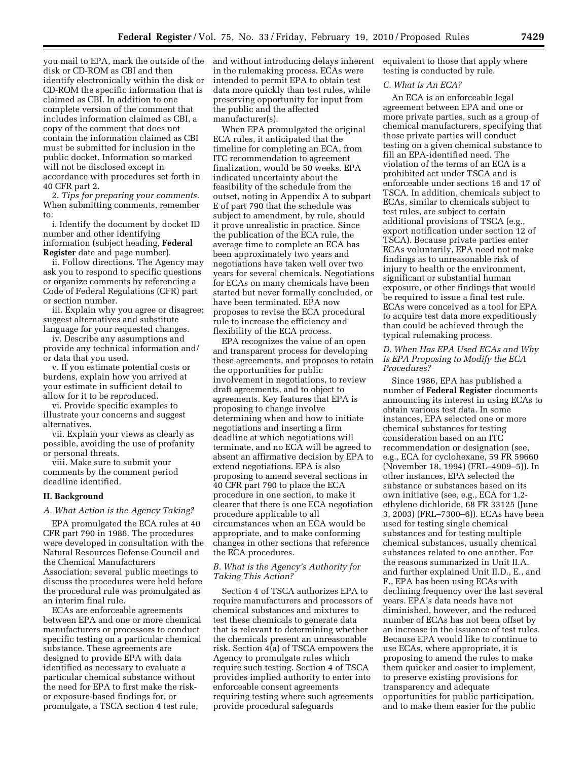you mail to EPA, mark the outside of the disk or CD-ROM as CBI and then identify electronically within the disk or CD-ROM the specific information that is claimed as CBI. In addition to one complete version of the comment that includes information claimed as CBI, a copy of the comment that does not contain the information claimed as CBI must be submitted for inclusion in the public docket. Information so marked will not be disclosed except in accordance with procedures set forth in 40 CFR part 2.

2. *Tips for preparing your comments.* When submitting comments, remember to:

i. Identify the document by docket ID number and other identifying information (subject heading, **Federal Register** date and page number).

ii. Follow directions. The Agency may ask you to respond to specific questions or organize comments by referencing a Code of Federal Regulations (CFR) part or section number.

iii. Explain why you agree or disagree; suggest alternatives and substitute language for your requested changes.

iv. Describe any assumptions and provide any technical information and/or data that you used.

v. If you estimate potential costs or burdens, explain how you arrived at your estimate in sufficient detail to allow for it to be reproduced.

vi. Provide specific examples to illustrate your concerns and suggest alternatives.

vii. Explain your views as clearly as possible, avoiding the use of profanity or personal threats.

viii. Make sure to submit your comments by the comment period deadline identified.

## II. Background

### *A. What Action is the Agency Taking?*

EPA promulgated the ECA rules at 40 CFR part 790 in 1986. The procedures were developed in consultation with the Natural Resources Defense Council and the Chemical Manufacturers Association; several public meetings to discuss the procedures were held before the procedural rule was promulgated as an interim final rule.

ECAs are enforceable agreements between EPA and one or more chemical manufacturers or processors to conduct specific testing on a particular chemical substance. These agreements are designed to provide EPA with data identified as necessary to evaluate a particular chemical substance without the need for EPA to first make the risk- or exposure-based findings for, or promulgate, a TSCA section 4 test rule, and without introducing delays inherent in the rulemaking process. ECAs were intended to permit EPA to obtain test data more quickly than test rules, while preserving opportunity for input from the public and the affected manufacturer(s).

When EPA promulgated the original ECA rules, it anticipated that the timeline for completing an ECA, from ITC recommendation to agreement finalization, would be 50 weeks. EPA indicated uncertainty about the feasibility of the schedule from the outset, noting in Appendix A to subpart E of part 790 that the schedule was subject to amendment, by rule, should it prove unrealistic in practice. Since the publication of the ECA rule, the average time to complete an ECA has been approximately two years and negotiations have taken well over two years for several chemicals. Negotiations for ECAs on many chemicals have been started but never formally concluded, or have been terminated. EPA now proposes to revise the ECA procedural rule to increase the efficiency and flexibility of the ECA process.

EPA recognizes the value of an open and transparent process for developing these agreements, and proposes to retain the opportunities for public involvement in negotiations, to review draft agreements, and to object to agreements. Key features that EPA is proposing to change involve determining when and how to initiate negotiations and inserting a firm deadline at which negotiations will terminate, and no ECA will be agreed to absent an affirmative decision by EPA to extend negotiations. EPA is also proposing to amend several sections in 40 CFR part 790 to place the ECA procedure in one section, to make it clearer that there is one ECA negotiation procedure applicable to all circumstances when an ECA would be appropriate, and to make conforming changes in other sections that reference the ECA procedures.

### *B. What is the Agency's Authority for Taking This Action?*

Section 4 of TSCA authorizes EPA to require manufacturers and processors of chemical substances and mixtures to test these chemicals to generate data that is relevant to determining whether the chemicals present an unreasonable risk. Section 4(a) of TSCA empowers the Agency to promulgate rules which require such testing. Section 4 of TSCA provides implied authority to enter into enforceable consent agreements requiring testing where such agreements provide procedural safeguards equivalent to those that apply where testing is conducted by rule.

### *C. What is An ECA?*

An ECA is an enforceable legal agreement between EPA and one or more private parties, such as a group of chemical manufacturers, specifying that those private parties will conduct testing on a given chemical substance to fill an EPA-identified need. The violation of the terms of an ECA is a prohibited act under TSCA and is enforceable under sections 16 and 17 of TSCA. In addition, chemicals subject to ECAs, similar to chemicals subject to test rules, are subject to certain additional provisions of TSCA (e.g., export notification under section 12 of TSCA). Because private parties enter ECAs voluntarily, EPA need not make findings as to unreasonable risk of injury to health or the environment, significant or substantial human exposure, or other findings that would be required to issue a final test rule. ECAs were conceived as a tool for EPA to acquire test data more expeditiously than could be achieved through the typical rulemaking process.

### *D. When Has EPA Used ECAs and Why is EPA Proposing to Modify the ECA Procedures?*

Since 1986, EPA has published a number of **Federal Register** documents announcing its interest in using ECAs to obtain various test data. In some instances, EPA selected one or more chemical substances for testing consideration based on an ITC recommendation or designation (see, e.g., ECA for cyclohexane, 59 FR 59660 (November 18, 1994) (FRL–4909–5)). In other instances, EPA selected the substance or substances based on its own initiative (see, e.g., ECA for 1,2-ethylene dichloride, 68 FR 33125 (June 3, 2003) (FRL–7300–6)). ECAs have been used for testing single chemical substances and for testing multiple chemical substances, usually chemical substances related to one another. For the reasons summarized in Unit II.A. and further explained Unit II.D., E., and F., EPA has been using ECAs with declining frequency over the last several years. EPA's data needs have not diminished, however, and the reduced number of ECAs has not been offset by an increase in the issuance of test rules. Because EPA would like to continue to use ECAs, where appropriate, it is proposing to amend the rules to make them quicker and easier to implement, to preserve existing provisions for transparency and adequate opportunities for public participation, and to make them easier for the public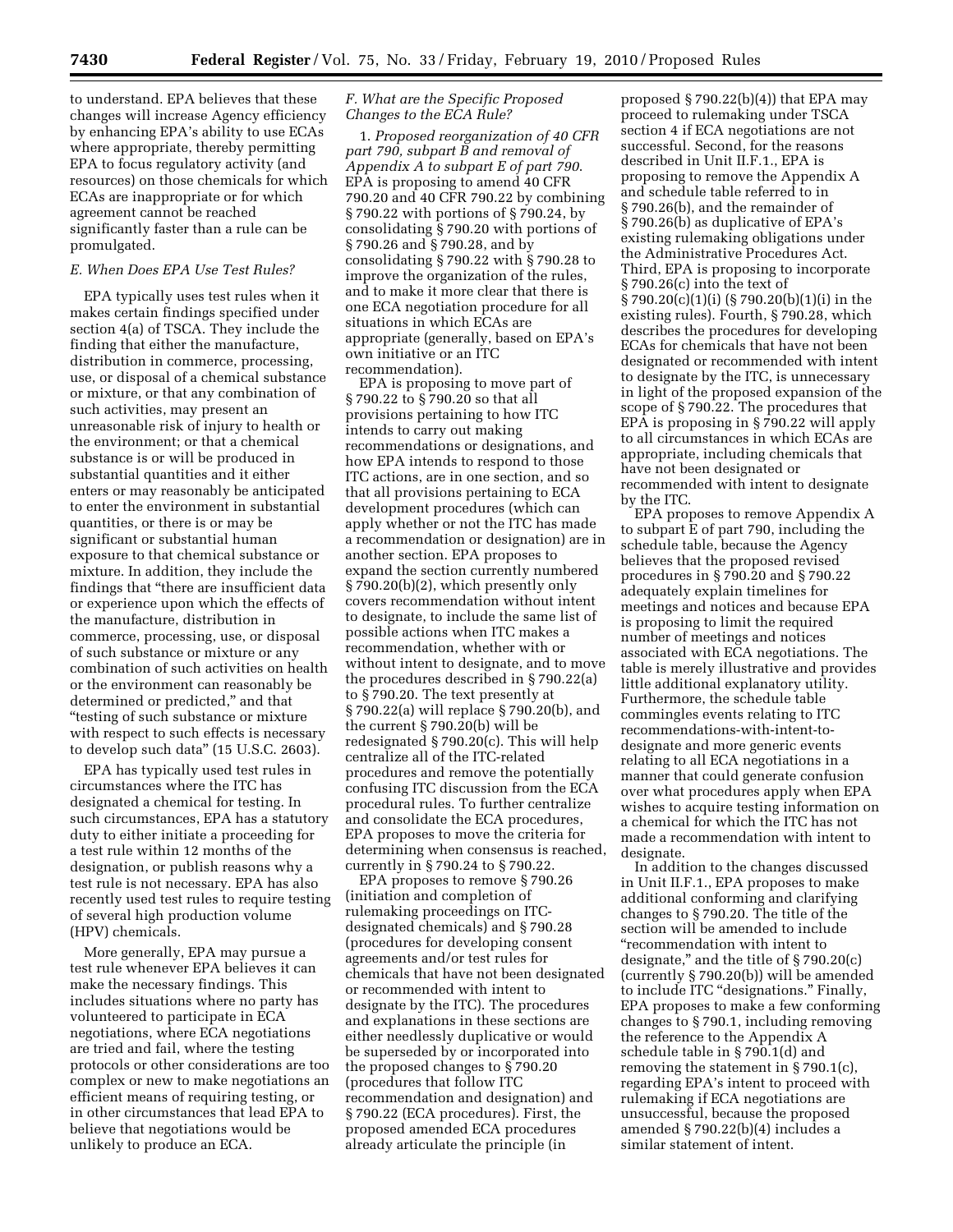to understand. EPA believes that these changes will increase Agency efficiency by enhancing EPA's ability to use ECAs where appropriate, thereby permitting EPA to focus regulatory activity (and resources) on those chemicals for which ECAs are inappropriate or for which agreement cannot be reached significantly faster than a rule can be promulgated.

### *E. When Does EPA Use Test Rules?*

EPA typically uses test rules when it makes certain findings specified under section 4(a) of TSCA. They include the finding that either the manufacture, distribution in commerce, processing, use, or disposal of a chemical substance or mixture, or that any combination of such activities, may present an unreasonable risk of injury to health or the environment; or that a chemical substance is or will be produced in substantial quantities and it either enters or may reasonably be anticipated to enter the environment in substantial quantities, or there is or may be significant or substantial human exposure to that chemical substance or mixture. In addition, they include the findings that "there are insufficient data or experience upon which the effects of the manufacture, distribution in commerce, processing, use, or disposal of such substance or mixture or any combination of such activities on health or the environment can reasonably be determined or predicted," and that "testing of such substance or mixture with respect to such effects is necessary to develop such data" (15 U.S.C. 2603).

EPA has typically used test rules in circumstances where the ITC has designated a chemical for testing. In such circumstances, EPA has a statutory duty to either initiate a proceeding for a test rule within 12 months of the designation, or publish reasons why a test rule is not necessary. EPA has also recently used test rules to require testing of several high production volume (HPV) chemicals.

More generally, EPA may pursue a test rule whenever EPA believes it can make the necessary findings. This includes situations where no party has volunteered to participate in ECA negotiations, where ECA negotiations are tried and fail, where the testing protocols or other considerations are too complex or new to make negotiations an efficient means of requiring testing, or in other circumstances that lead EPA to believe that negotiations would be unlikely to produce an ECA.

### *F. What are the Specific Proposed Changes to the ECA Rule?*

1. *Proposed reorganization of 40 CFR part 790, subpart B and removal of Appendix A to subpart E of part 790.* EPA is proposing to amend 40 CFR 790.20 and 40 CFR 790.22 by combining § 790.22 with portions of § 790.24, by consolidating § 790.20 with portions of § 790.26 and § 790.28, and by consolidating § 790.22 with § 790.28 to improve the organization of the rules, and to make it more clear that there is one ECA negotiation procedure for all situations in which ECAs are appropriate (generally, based on EPA's own initiative or an ITC recommendation).

EPA is proposing to move part of § 790.22 to § 790.20 so that all provisions pertaining to how ITC intends to carry out making recommendations or designations, and how EPA intends to respond to those ITC actions, are in one section, and so that all provisions pertaining to ECA development procedures (which can apply whether or not the ITC has made a recommendation or designation) are in another section. EPA proposes to expand the section currently numbered § 790.20(b)(2), which presently only covers recommendation without intent to designate, to include the same list of possible actions when ITC makes a recommendation, whether with or without intent to designate, and to move the procedures described in § 790.22(a) to § 790.20. The text presently at § 790.22(a) will replace § 790.20(b), and the current § 790.20(b) will be redesignated § 790.20(c). This will help centralize all of the ITC-related procedures and remove the potentially confusing ITC discussion from the ECA procedural rules. To further centralize and consolidate the ECA procedures, EPA proposes to move the criteria for determining when consensus is reached, currently in § 790.24 to § 790.22.

EPA proposes to remove § 790.26 (initiation and completion of rulemaking proceedings on ITC-designated chemicals) and § 790.28 (procedures for developing consent agreements and/or test rules for chemicals that have not been designated or recommended with intent to designate by the ITC). The procedures and explanations in these sections are either needlessly duplicative or would be superseded by or incorporated into the proposed changes to § 790.20 (procedures that follow ITC recommendation and designation) and § 790.22 (ECA procedures). First, the proposed amended ECA procedures already articulate the principle (in proposed § 790.22(b)(4)) that EPA may proceed to rulemaking under TSCA section 4 if ECA negotiations are not successful. Second, for the reasons described in Unit II.F.1., EPA is proposing to remove the Appendix A and schedule table referred to in § 790.26(b), and the remainder of § 790.26(b) as duplicative of EPA's existing rulemaking obligations under the Administrative Procedures Act. Third, EPA is proposing to incorporate § 790.26(c) into the text of § 790.20(c)(1)(i) (§ 790.20(b)(1)(i) in the existing rules). Fourth, § 790.28, which describes the procedures for developing ECAs for chemicals that have not been designated or recommended with intent to designate by the ITC, is unnecessary in light of the proposed expansion of the scope of § 790.22. The procedures that EPA is proposing in § 790.22 will apply to all circumstances in which ECAs are appropriate, including chemicals that have not been designated or recommended with intent to designate by the ITC.

EPA proposes to remove Appendix A to subpart E of part 790, including the schedule table, because the Agency believes that the proposed revised procedures in § 790.20 and § 790.22 adequately explain timelines for meetings and notices and because EPA is proposing to limit the required number of meetings and notices associated with ECA negotiations. The table is merely illustrative and provides little additional explanatory utility. Furthermore, the schedule table commingles events relating to ITC recommendations-with-intent-to-designate and more generic events relating to all ECA negotiations in a manner that could generate confusion over what procedures apply when EPA wishes to acquire testing information on a chemical for which the ITC has not made a recommendation with intent to designate.

In addition to the changes discussed in Unit II.F.1., EPA proposes to make additional conforming and clarifying changes to § 790.20. The title of the section will be amended to include "recommendation with intent to designate," and the title of § 790.20(c) (currently § 790.20(b)) will be amended to include ITC "designations." Finally, EPA proposes to make a few conforming changes to § 790.1, including removing the reference to the Appendix A schedule table in § 790.1(d) and removing the statement in § 790.1(c), regarding EPA's intent to proceed with rulemaking if ECA negotiations are unsuccessful, because the proposed amended § 790.22(b)(4) includes a similar statement of intent.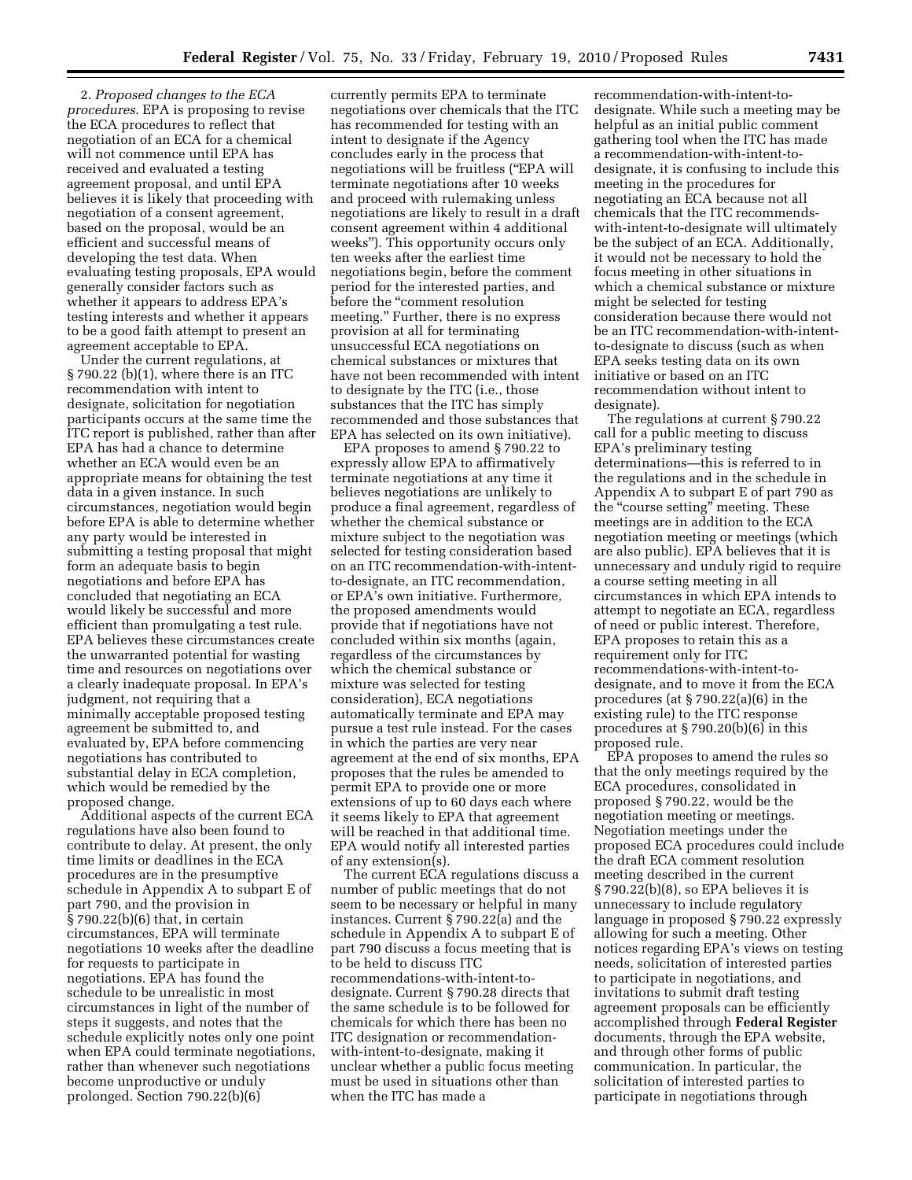2. *Proposed changes to the ECA procedures*. EPA is proposing to revise the ECA procedures to reflect that negotiation of an ECA for a chemical will not commence until EPA has received and evaluated a testing agreement proposal, and until EPA believes it is likely that proceeding with negotiation of a consent agreement, based on the proposal, would be an efficient and successful means of developing the test data. When evaluating testing proposals, EPA would generally consider factors such as whether it appears to address EPA's testing interests and whether it appears to be a good faith attempt to present an agreement acceptable to EPA.

Under the current regulations, at § 790.22 (b)(1), where there is an ITC recommendation with intent to designate, solicitation for negotiation participants occurs at the same time the ITC report is published, rather than after EPA has had a chance to determine whether an ECA would even be an appropriate means for obtaining the test data in a given instance. In such circumstances, negotiation would begin before EPA is able to determine whether any party would be interested in submitting a testing proposal that might form an adequate basis to begin negotiations and before EPA has concluded that negotiating an ECA would likely be successful and more efficient than promulgating a test rule. EPA believes these circumstances create the unwarranted potential for wasting time and resources on negotiations over a clearly inadequate proposal. In EPA's judgment, not requiring that a minimally acceptable proposed testing agreement be submitted to, and evaluated by, EPA before commencing negotiations has contributed to substantial delay in ECA completion, which would be remedied by the proposed change.

Additional aspects of the current ECA regulations have also been found to contribute to delay. At present, the only time limits or deadlines in the ECA procedures are in the presumptive schedule in Appendix A to subpart E of part 790, and the provision in § 790.22(b)(6) that, in certain circumstances, EPA will terminate negotiations 10 weeks after the deadline for requests to participate in negotiations. EPA has found the schedule to be unrealistic in most circumstances in light of the number of steps it suggests, and notes that the schedule explicitly notes only one point when EPA could terminate negotiations, rather than whenever such negotiations become unproductive or unduly prolonged. Section 790.22(b)(6) currently permits EPA to terminate negotiations over chemicals that the ITC has recommended for testing with an intent to designate if the Agency concludes early in the process that negotiations will be fruitless ("EPA will terminate negotiations after 10 weeks and proceed with rulemaking unless negotiations are likely to result in a draft consent agreement within 4 additional weeks"). This opportunity occurs only ten weeks after the earliest time negotiations begin, before the comment period for the interested parties, and before the "comment resolution meeting." Further, there is no express provision at all for terminating unsuccessful ECA negotiations on chemical substances or mixtures that have not been recommended with intent to designate by the ITC (i.e., those substances that the ITC has simply recommended and those substances that EPA has selected on its own initiative).

EPA proposes to amend § 790.22 to expressly allow EPA to affirmatively terminate negotiations at any time it believes negotiations are unlikely to produce a final agreement, regardless of whether the chemical substance or mixture subject to the negotiation was selected for testing consideration based on an ITC recommendation-with-intent-to-designate, an ITC recommendation, or EPA's own initiative. Furthermore, the proposed amendments would provide that if negotiations have not concluded within six months (again, regardless of the circumstances by which the chemical substance or mixture was selected for testing consideration), ECA negotiations automatically terminate and EPA may pursue a test rule instead. For the cases in which the parties are very near agreement at the end of six months, EPA proposes that the rules be amended to permit EPA to provide one or more extensions of up to 60 days each where it seems likely to EPA that agreement will be reached in that additional time. EPA would notify all interested parties of any extension(s).

The current ECA regulations discuss a number of public meetings that do not seem to be necessary or helpful in many instances. Current § 790.22(a) and the schedule in Appendix A to subpart E of part 790 discuss a focus meeting that is to be held to discuss ITC recommendations-with-intent-to-designate. Current § 790.28 directs that the same schedule is to be followed for chemicals for which there has been no ITC designation or recommendation-with-intent-to-designate, making it unclear whether a public focus meeting must be used in situations other than when the ITC has made a recommendation-with-intent-to-designate. While such a meeting may be helpful as an initial public comment gathering tool when the ITC has made a recommendation-with-intent-to-designate, it is confusing to include this meeting in the procedures for negotiating an ECA because not all chemicals that the ITC recommends-with-intent-to-designate will ultimately be the subject of an ECA. Additionally, it would not be necessary to hold the focus meeting in other situations in which a chemical substance or mixture might be selected for testing consideration because there would not be an ITC recommendation-with-intent-to-designate to discuss (such as when EPA seeks testing data on its own initiative or based on an ITC recommendation without intent to designate).

The regulations at current § 790.22 call for a public meeting to discuss EPA's preliminary testing determinations—this is referred to in the regulations and in the schedule in Appendix A to subpart E of part 790 as the "course setting" meeting. These meetings are in addition to the ECA negotiation meeting or meetings (which are also public). EPA believes that it is unnecessary and unduly rigid to require a course setting meeting in all circumstances in which EPA intends to attempt to negotiate an ECA, regardless of need or public interest. Therefore, EPA proposes to retain this as a requirement only for ITC recommendations-with-intent-to-designate, and to move it from the ECA procedures (at § 790.22(a)(6) in the existing rule) to the ITC response procedures at § 790.20(b)(6) in this proposed rule.

EPA proposes to amend the rules so that the only meetings required by the ECA procedures, consolidated in proposed § 790.22, would be the negotiation meeting or meetings. Negotiation meetings under the proposed ECA procedures could include the draft ECA comment resolution meeting described in the current § 790.22(b)(8), so EPA believes it is unnecessary to include regulatory language in proposed § 790.22 expressly allowing for such a meeting. Other notices regarding EPA's views on testing needs, solicitation of interested parties to participate in negotiations, and invitations to submit draft testing agreement proposals can be efficiently accomplished through **Federal Register** documents, through the EPA website, and through other forms of public communication. In particular, the solicitation of interested parties to participate in negotiations through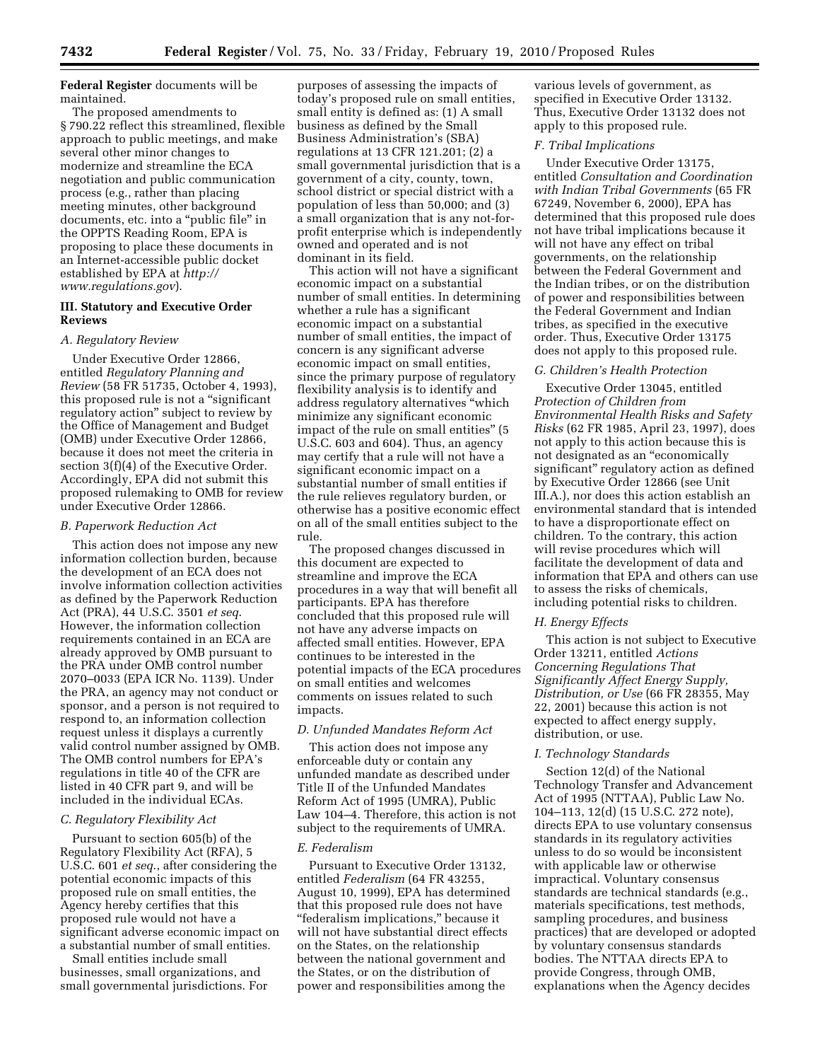**Federal Register** documents will be maintained.

The proposed amendments to § 790.22 reflect this streamlined, flexible approach to public meetings, and make several other minor changes to modernize and streamline the ECA negotiation and public communication process (e.g., rather than placing meeting minutes, other background documents, etc. into a "public file" in the OPPTS Reading Room, EPA is proposing to place these documents in an Internet-accessible public docket established by EPA at *http://www.regulations.gov*).

### III. Statutory and Executive Order Reviews

#### *A. Regulatory Review*

Under Executive Order 12866, entitled *Regulatory Planning and Review* (58 FR 51735, October 4, 1993), this proposed rule is not a "significant regulatory action" subject to review by the Office of Management and Budget (OMB) under Executive Order 12866, because it does not meet the criteria in section 3(f)(4) of the Executive Order. Accordingly, EPA did not submit this proposed rulemaking to OMB for review under Executive Order 12866.

#### *B. Paperwork Reduction Act*

This action does not impose any new information collection burden, because the development of an ECA does not involve information collection activities as defined by the Paperwork Reduction Act (PRA), 44 U.S.C. 3501 *et seq.* However, the information collection requirements contained in an ECA are already approved by OMB pursuant to the PRA under OMB control number 2070–0033 (EPA ICR No. 1139). Under the PRA, an agency may not conduct or sponsor, and a person is not required to respond to, an information collection request unless it displays a currently valid control number assigned by OMB. The OMB control numbers for EPA's regulations in title 40 of the CFR are listed in 40 CFR part 9, and will be included in the individual ECAs.

#### *C. Regulatory Flexibility Act*

Pursuant to section 605(b) of the Regulatory Flexibility Act (RFA), 5 U.S.C. 601 *et seq.*, after considering the potential economic impacts of this proposed rule on small entities, the Agency hereby certifies that this proposed rule would not have a significant adverse economic impact on a substantial number of small entities.

Small entities include small businesses, small organizations, and small governmental jurisdictions. For purposes of assessing the impacts of today's proposed rule on small entities, small entity is defined as: (1) A small business as defined by the Small Business Administration's (SBA) regulations at 13 CFR 121.201; (2) a small governmental jurisdiction that is a government of a city, county, town, school district or special district with a population of less than 50,000; and (3) a small organization that is any not-for-profit enterprise which is independently owned and operated and is not dominant in its field.

This action will not have a significant economic impact on a substantial number of small entities. In determining whether a rule has a significant economic impact on a substantial number of small entities, the impact of concern is any significant adverse economic impact on small entities, since the primary purpose of regulatory flexibility analysis is to identify and address regulatory alternatives "which minimize any significant economic impact of the rule on small entities" (5 U.S.C. 603 and 604). Thus, an agency may certify that a rule will not have a significant economic impact on a substantial number of small entities if the rule relieves regulatory burden, or otherwise has a positive economic effect on all of the small entities subject to the rule.

The proposed changes discussed in this document are expected to streamline and improve the ECA procedures in a way that will benefit all participants. EPA has therefore concluded that this proposed rule will not have any adverse impacts on affected small entities. However, EPA continues to be interested in the potential impacts of the ECA procedures on small entities and welcomes comments on issues related to such impacts.

#### *D. Unfunded Mandates Reform Act*

This action does not impose any enforceable duty or contain any unfunded mandate as described under Title II of the Unfunded Mandates Reform Act of 1995 (UMRA), Public Law 104–4. Therefore, this action is not subject to the requirements of UMRA.

#### *E. Federalism*

Pursuant to Executive Order 13132, entitled *Federalism* (64 FR 43255, August 10, 1999), EPA has determined that this proposed rule does not have "federalism implications," because it will not have substantial direct effects on the States, on the relationship between the national government and the States, or on the distribution of power and responsibilities among the various levels of government, as specified in Executive Order 13132. Thus, Executive Order 13132 does not apply to this proposed rule.

#### *F. Tribal Implications*

Under Executive Order 13175, entitled *Consultation and Coordination with Indian Tribal Governments* (65 FR 67249, November 6, 2000), EPA has determined that this proposed rule does not have tribal implications because it will not have any effect on tribal governments, on the relationship between the Federal Government and the Indian tribes, or on the distribution of power and responsibilities between the Federal Government and Indian tribes, as specified in the executive order. Thus, Executive Order 13175 does not apply to this proposed rule.

#### *G. Children's Health Protection*

Executive Order 13045, entitled *Protection of Children from Environmental Health Risks and Safety Risks* (62 FR 1985, April 23, 1997), does not apply to this action because this is not designated as an "economically significant" regulatory action as defined by Executive Order 12866 (see Unit III.A.), nor does this action establish an environmental standard that is intended to have a disproportionate effect on children. To the contrary, this action will revise procedures which will facilitate the development of data and information that EPA and others can use to assess the risks of chemicals, including potential risks to children.

#### *H. Energy Effects*

This action is not subject to Executive Order 13211, entitled *Actions Concerning Regulations That Significantly Affect Energy Supply, Distribution, or Use* (66 FR 28355, May 22, 2001) because this action is not expected to affect energy supply, distribution, or use.

#### *I. Technology Standards*

Section 12(d) of the National Technology Transfer and Advancement Act of 1995 (NTTAA), Public Law No. 104–113, 12(d) (15 U.S.C. 272 note), directs EPA to use voluntary consensus standards in its regulatory activities unless to do so would be inconsistent with applicable law or otherwise impractical. Voluntary consensus standards are technical standards (e.g., materials specifications, test methods, sampling procedures, and business practices) that are developed or adopted by voluntary consensus standards bodies. The NTTAA directs EPA to provide Congress, through OMB, explanations when the Agency decides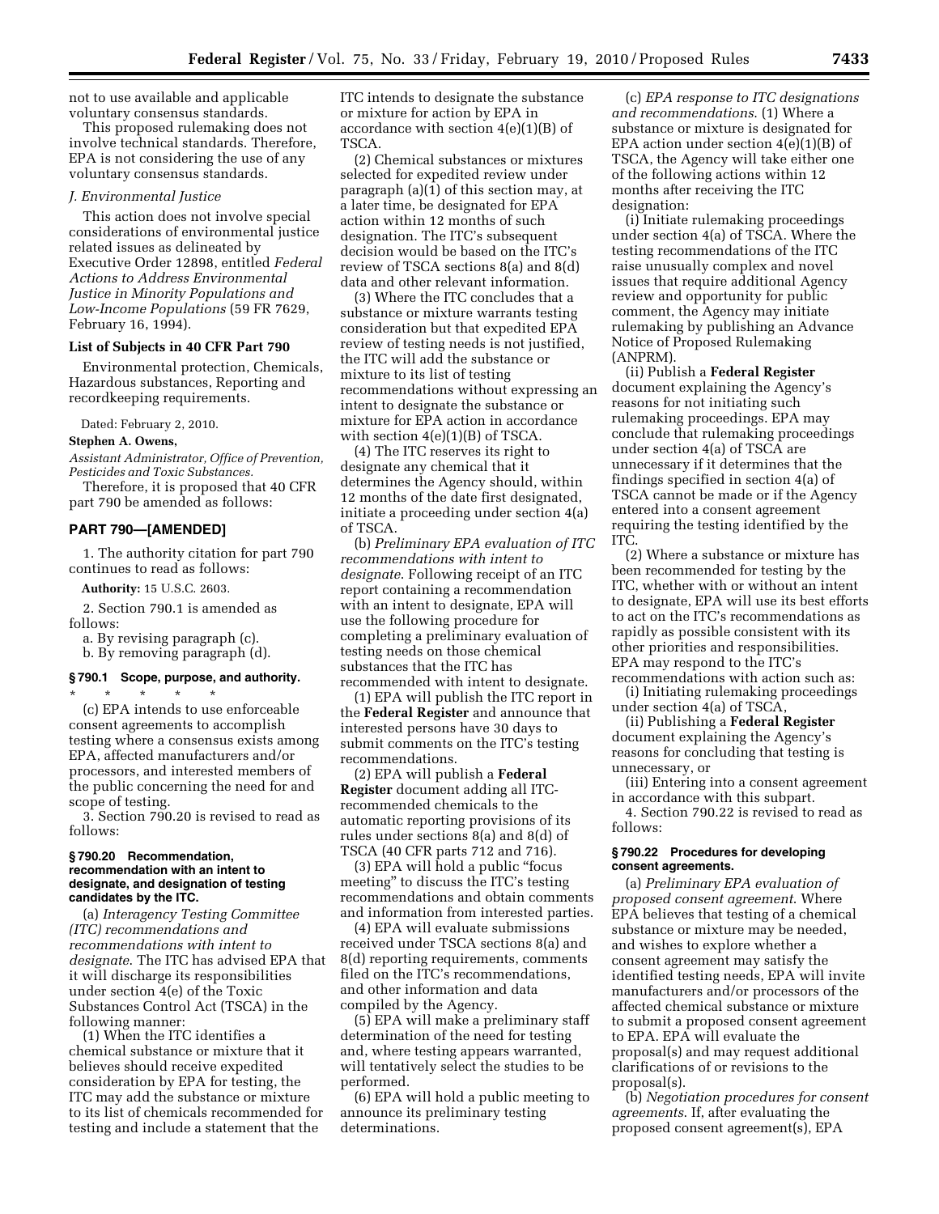not to use available and applicable voluntary consensus standards.

This proposed rulemaking does not involve technical standards. Therefore, EPA is not considering the use of any voluntary consensus standards.

*J. Environmental Justice*

This action does not involve special considerations of environmental justice related issues as delineated by Executive Order 12898, entitled *Federal Actions to Address Environmental Justice in Minority Populations and Low-Income Populations* (59 FR 7629, February 16, 1994).

**List of Subjects in 40 CFR Part 790**

Environmental protection, Chemicals, Hazardous substances, Reporting and recordkeeping requirements.

Dated: February 2, 2010.

**Stephen A. Owens,**

*Assistant Administrator, Office of Prevention, Pesticides and Toxic Substances.*

Therefore, it is proposed that 40 CFR part 790 be amended as follows:

## PART 790—[AMENDED]

1. The authority citation for part 790 continues to read as follows:

**Authority:** 15 U.S.C. 2603.

2. Section 790.1 is amended as follows:

a. By revising paragraph (c).

b. By removing paragraph (d).

### § 790.1 Scope, purpose, and authority.

\* \* \* \* \*

(c) EPA intends to use enforceable consent agreements to accomplish testing where a consensus exists among EPA, affected manufacturers and/or processors, and interested members of the public concerning the need for and scope of testing.

3. Section 790.20 is revised to read as follows:

### § 790.20 Recommendation, recommendation with an intent to designate, and designation of testing candidates by the ITC.

(a) *Interagency Testing Committee (ITC) recommendations and recommendations with intent to designate.* The ITC has advised EPA that it will discharge its responsibilities under section 4(e) of the Toxic Substances Control Act (TSCA) in the following manner:

(1) When the ITC identifies a chemical substance or mixture that it believes should receive expedited consideration by EPA for testing, the ITC may add the substance or mixture to its list of chemicals recommended for testing and include a statement that the ITC intends to designate the substance or mixture for action by EPA in accordance with section 4(e)(1)(B) of TSCA.

(2) Chemical substances or mixtures selected for expedited review under paragraph (a)(1) of this section may, at a later time, be designated for EPA action within 12 months of such designation. The ITC's subsequent decision would be based on the ITC's review of TSCA sections 8(a) and 8(d) data and other relevant information.

(3) Where the ITC concludes that a substance or mixture warrants testing consideration but that expedited EPA review of testing needs is not justified, the ITC will add the substance or mixture to its list of testing recommendations without expressing an intent to designate the substance or mixture for EPA action in accordance with section 4(e)(1)(B) of TSCA.

(4) The ITC reserves its right to designate any chemical that it determines the Agency should, within 12 months of the date first designated, initiate a proceeding under section 4(a) of TSCA.

(b) *Preliminary EPA evaluation of ITC recommendations with intent to designate.* Following receipt of an ITC report containing a recommendation with an intent to designate, EPA will use the following procedure for completing a preliminary evaluation of testing needs on those chemical substances that the ITC has recommended with intent to designate.

(1) EPA will publish the ITC report in the **Federal Register** and announce that interested persons have 30 days to submit comments on the ITC's testing recommendations.

(2) EPA will publish a **Federal Register** document adding all ITC-recommended chemicals to the automatic reporting provisions of its rules under sections 8(a) and 8(d) of TSCA (40 CFR parts 712 and 716).

(3) EPA will hold a public "focus meeting" to discuss the ITC's testing recommendations and obtain comments and information from interested parties.

(4) EPA will evaluate submissions received under TSCA sections 8(a) and 8(d) reporting requirements, comments filed on the ITC's recommendations, and other information and data compiled by the Agency.

(5) EPA will make a preliminary staff determination of the need for testing and, where testing appears warranted, will tentatively select the studies to be performed.

(6) EPA will hold a public meeting to announce its preliminary testing determinations.

(c) *EPA response to ITC designations and recommendations.* (1) Where a substance or mixture is designated for EPA action under section 4(e)(1)(B) of TSCA, the Agency will take either one of the following actions within 12 months after receiving the ITC designation:

(i) Initiate rulemaking proceedings under section 4(a) of TSCA. Where the testing recommendations of the ITC raise unusually complex and novel issues that require additional Agency review and opportunity for public comment, the Agency may initiate rulemaking by publishing an Advance Notice of Proposed Rulemaking (ANPRM).

(ii) Publish a **Federal Register** document explaining the Agency's reasons for not initiating such rulemaking proceedings. EPA may conclude that rulemaking proceedings under section 4(a) of TSCA are unnecessary if it determines that the findings specified in section 4(a) of TSCA cannot be made or if the Agency entered into a consent agreement requiring the testing identified by the ITC.

(2) Where a substance or mixture has been recommended for testing by the ITC, whether with or without an intent to designate, EPA will use its best efforts to act on the ITC's recommendations as rapidly as possible consistent with its other priorities and responsibilities. EPA may respond to the ITC's recommendations with action such as:

(i) Initiating rulemaking proceedings under section 4(a) of TSCA,

(ii) Publishing a **Federal Register** document explaining the Agency's reasons for concluding that testing is unnecessary, or

(iii) Entering into a consent agreement in accordance with this subpart.

4. Section 790.22 is revised to read as follows:

### § 790.22 Procedures for developing consent agreements.

(a) *Preliminary EPA evaluation of proposed consent agreement.* Where EPA believes that testing of a chemical substance or mixture may be needed, and wishes to explore whether a consent agreement may satisfy the identified testing needs, EPA will invite manufacturers and/or processors of the affected chemical substance or mixture to submit a proposed consent agreement to EPA. EPA will evaluate the proposal(s) and may request additional clarifications of or revisions to the proposal(s).

(b) *Negotiation procedures for consent agreements.* If, after evaluating the proposed consent agreement(s), EPA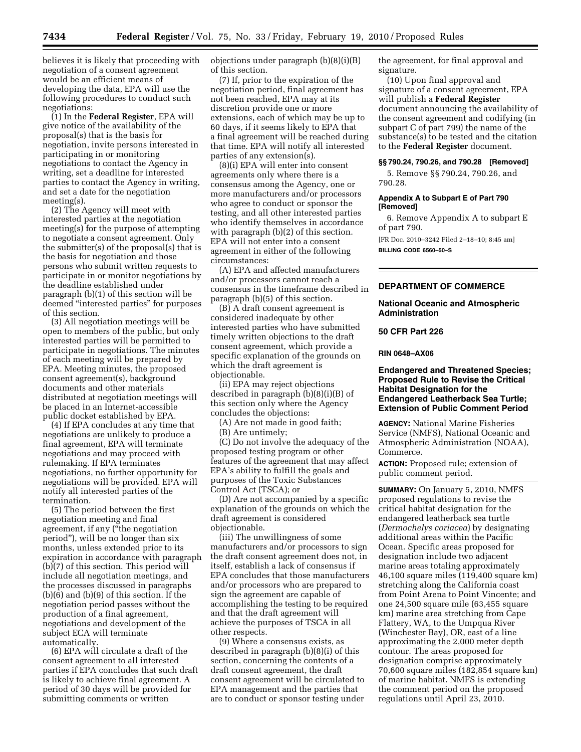believes it is likely that proceeding with negotiation of a consent agreement would be an efficient means of developing the data, EPA will use the following procedures to conduct such negotiations:

(1) In the **Federal Register**, EPA will give notice of the availability of the proposal(s) that is the basis for negotiation, invite persons interested in participating in or monitoring negotiations to contact the Agency in writing, set a deadline for interested parties to contact the Agency in writing, and set a date for the negotiation meeting(s).

(2) The Agency will meet with interested parties at the negotiation meeting(s) for the purpose of attempting to negotiate a consent agreement. Only the submitter(s) of the proposal(s) that is the basis for negotiation and those persons who submit written requests to participate in or monitor negotiations by the deadline established under paragraph (b)(1) of this section will be deemed "interested parties" for purposes of this section.

(3) All negotiation meetings will be open to members of the public, but only interested parties will be permitted to participate in negotiations. The minutes of each meeting will be prepared by EPA. Meeting minutes, the proposed consent agreement(s), background documents and other materials distributed at negotiation meetings will be placed in an Internet-accessible public docket established by EPA.

(4) If EPA concludes at any time that negotiations are unlikely to produce a final agreement, EPA will terminate negotiations and may proceed with rulemaking. If EPA terminates negotiations, no further opportunity for negotiations will be provided. EPA will notify all interested parties of the termination.

(5) The period between the first negotiation meeting and final agreement, if any ("the negotiation period"), will be no longer than six months, unless extended prior to its expiration in accordance with paragraph (b)(7) of this section. This period will include all negotiation meetings, and the processes discussed in paragraphs (b)(6) and (b)(9) of this section. If the negotiation period passes without the production of a final agreement, negotiations and development of the subject ECA will terminate automatically.

(6) EPA will circulate a draft of the consent agreement to all interested parties if EPA concludes that such draft is likely to achieve final agreement. A period of 30 days will be provided for submitting comments or written objections under paragraph (b)(8)(i)(B) of this section.

(7) If, prior to the expiration of the negotiation period, final agreement has not been reached, EPA may at its discretion provide one or more extensions, each of which may be up to 60 days, if it seems likely to EPA that a final agreement will be reached during that time. EPA will notify all interested parties of any extension(s).

(8)(i) EPA will enter into consent agreements only where there is a consensus among the Agency, one or more manufacturers and/or processors who agree to conduct or sponsor the testing, and all other interested parties who identify themselves in accordance with paragraph (b)(2) of this section. EPA will not enter into a consent agreement in either of the following circumstances:

(A) EPA and affected manufacturers and/or processors cannot reach a consensus in the timeframe described in paragraph (b)(5) of this section.

(B) A draft consent agreement is considered inadequate by other interested parties who have submitted timely written objections to the draft consent agreement, which provide a specific explanation of the grounds on which the draft agreement is objectionable.

(ii) EPA may reject objections described in paragraph (b)(8)(i)(B) of this section only where the Agency concludes the objections:

(A) Are not made in good faith;

(B) Are untimely;

(C) Do not involve the adequacy of the proposed testing program or other features of the agreement that may affect EPA's ability to fulfill the goals and purposes of the Toxic Substances Control Act (TSCA); or

(D) Are not accompanied by a specific explanation of the grounds on which the draft agreement is considered objectionable.

(iii) The unwillingness of some manufacturers and/or processors to sign the draft consent agreement does not, in itself, establish a lack of consensus if EPA concludes that those manufacturers and/or processors who are prepared to sign the agreement are capable of accomplishing the testing to be required and that the draft agreement will achieve the purposes of TSCA in all other respects.

(9) Where a consensus exists, as described in paragraph (b)(8)(i) of this section, concerning the contents of a draft consent agreement, the draft consent agreement will be circulated to EPA management and the parties that are to conduct or sponsor testing under the agreement, for final approval and signature.

(10) Upon final approval and signature of a consent agreement, EPA will publish a **Federal Register** document announcing the availability of the consent agreement and codifying (in subpart C of part 799) the name of the substance(s) to be tested and the citation to the **Federal Register** document.

**§§ 790.24, 790.26, and 790.28 [Removed]**

5. Remove §§ 790.24, 790.26, and 790.28.

**Appendix A to Subpart E of Part 790 [Removed]**

6. Remove Appendix A to subpart E of part 790.

[FR Doc. 2010–3242 Filed 2–18–10; 8:45 am]

**BILLING CODE 6560–50–S**

---

## DEPARTMENT OF COMMERCE

### National Oceanic and Atmospheric Administration

### 50 CFR Part 226

### RIN 0648–AX06

### Endangered and Threatened Species; Proposed Rule to Revise the Critical Habitat Designation for the Endangered Leatherback Sea Turtle; Extension of Public Comment Period

**AGENCY:** National Marine Fisheries Service (NMFS), National Oceanic and Atmospheric Administration (NOAA), Commerce.

**ACTION:** Proposed rule; extension of public comment period.

**SUMMARY:** On January 5, 2010, NMFS proposed regulations to revise the critical habitat designation for the endangered leatherback sea turtle (*Dermochelys coriacea*) by designating additional areas within the Pacific Ocean. Specific areas proposed for designation include two adjacent marine areas totaling approximately 46,100 square miles (119,400 square km) stretching along the California coast from Point Arena to Point Vincente; and one 24,500 square mile (63,455 square km) marine area stretching from Cape Flattery, WA, to the Umpqua River (Winchester Bay), OR, east of a line approximating the 2,000 meter depth contour. The areas proposed for designation comprise approximately 70,600 square miles (182,854 square km) of marine habitat. NMFS is extending the comment period on the proposed regulations until April 23, 2010.